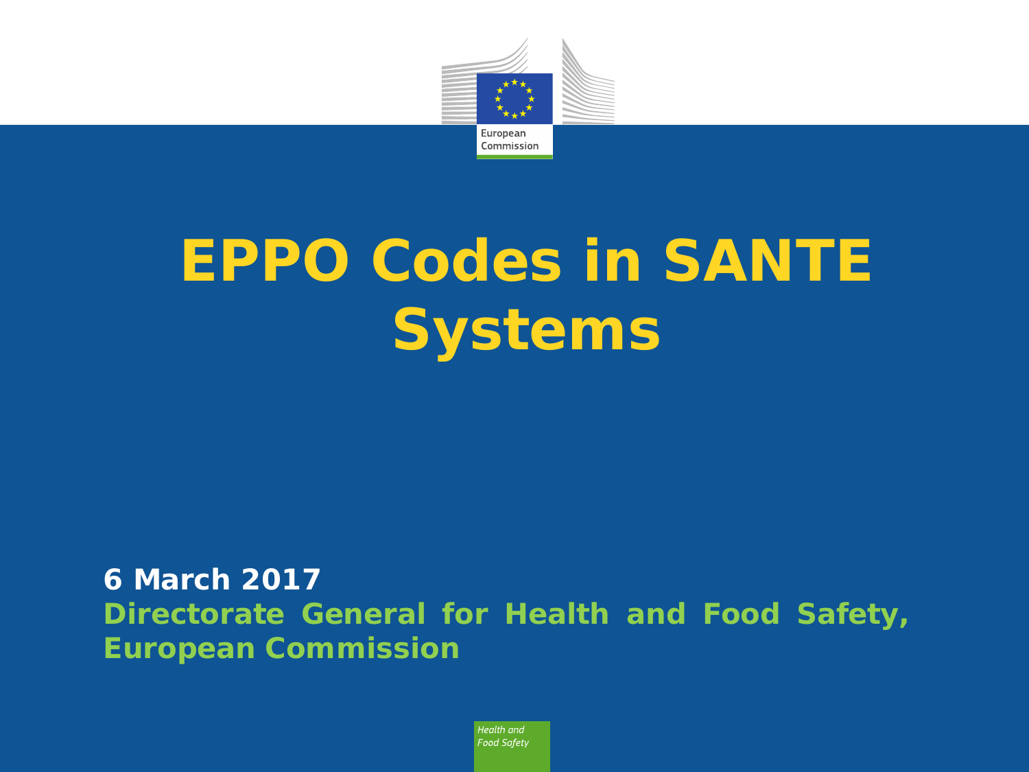# EPPO Codes in SANTE Systems

**6 March 2017**

**Directorate General for Health and Food Safety, European Commission**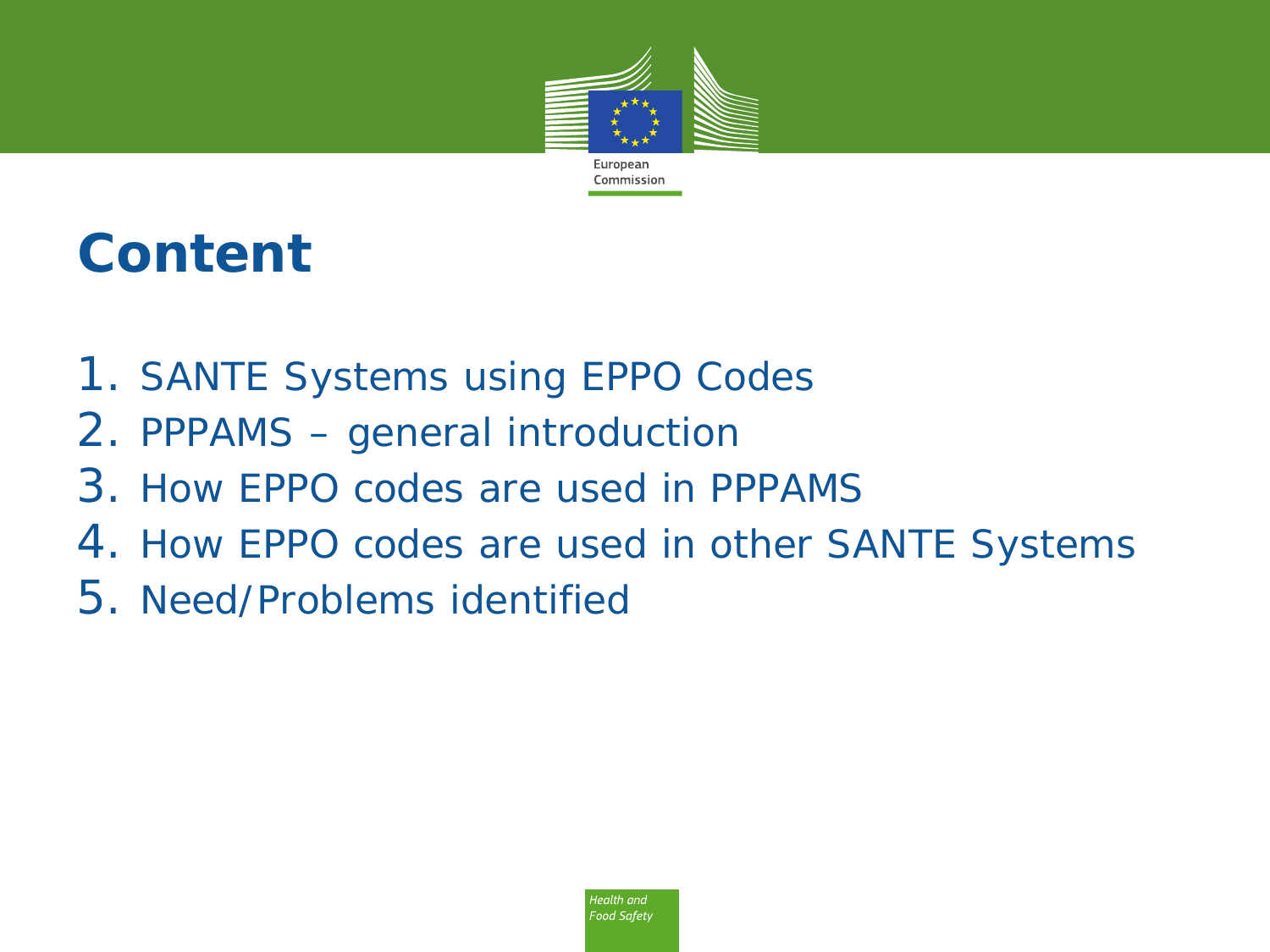# Content

1. SANTE Systems using EPPO Codes
2. PPPAMS – general introduction
3. How EPPO codes are used in PPPAMS
4. How EPPO codes are used in other SANTE Systems
5. Need/Problems identified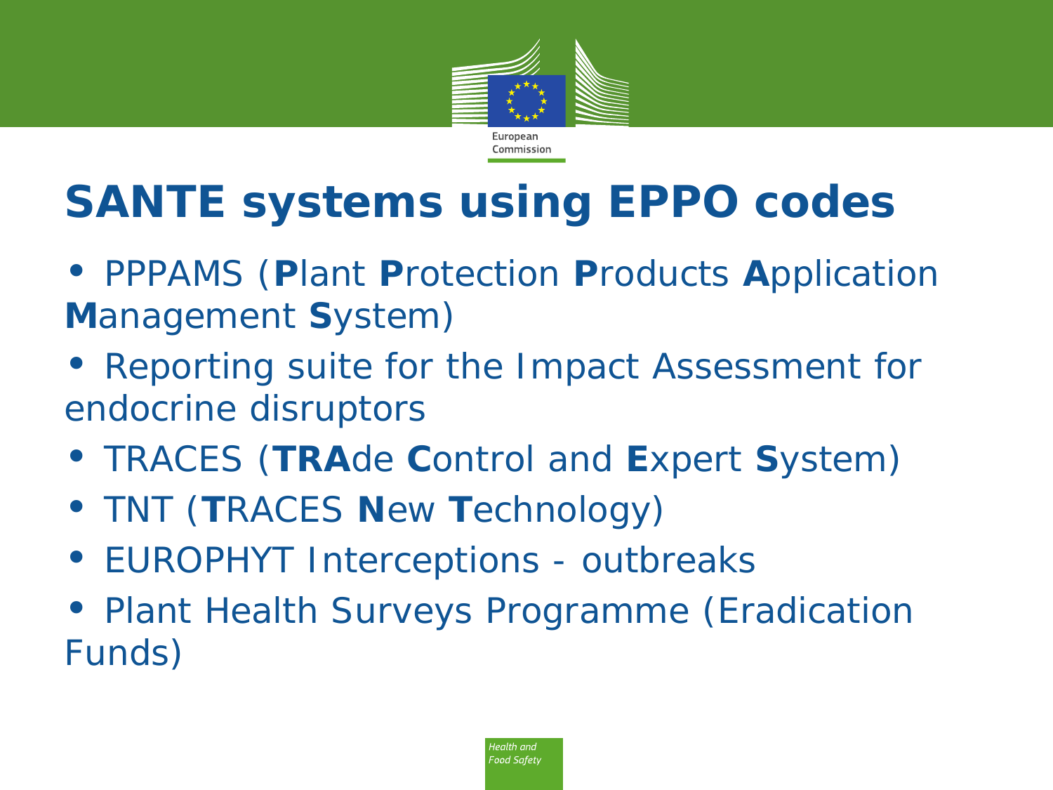# SANTE systems using EPPO codes

- PPPAMS (**P**lant **P**rotection **P**roducts **A**pplication **M**anagement **S**ystem)
- Reporting suite for the Impact Assessment for endocrine disruptors
- TRACES (**TRA**de **C**ontrol and **E**xpert **S**ystem)
- TNT (**T**RACES **N**ew **T**echnology)
- EUROPHYT Interceptions - outbreaks
- Plant Health Surveys Programme (Eradication Funds)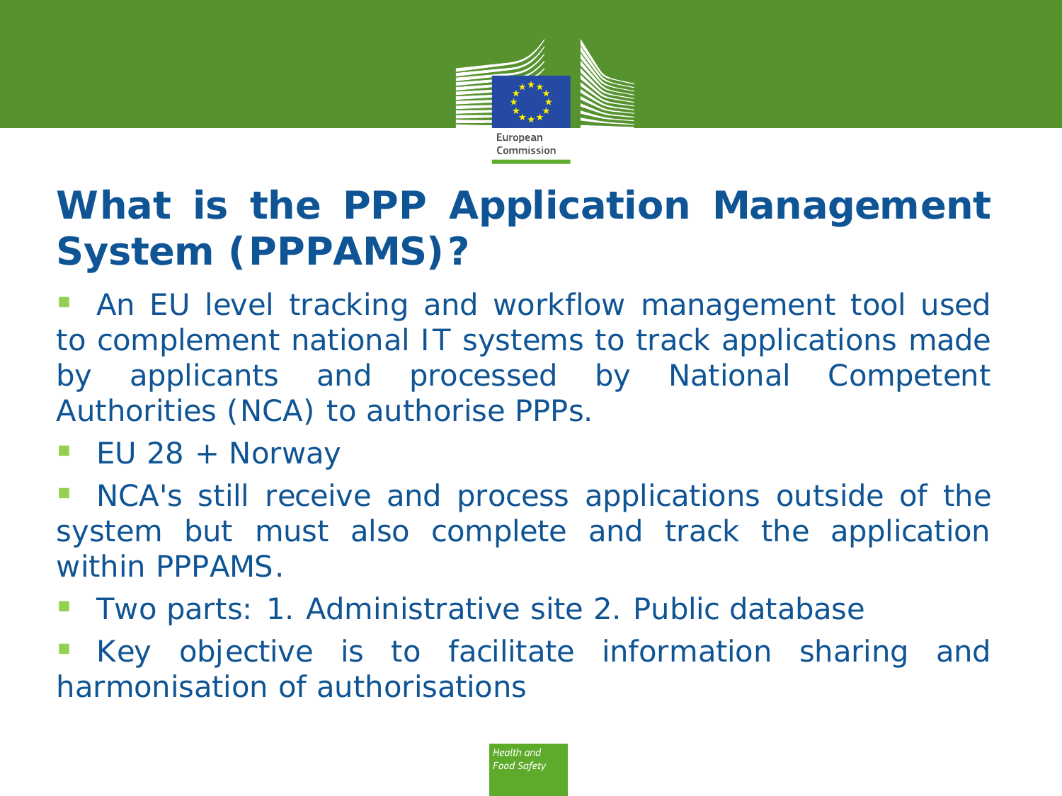# What is the PPP Application Management System (PPPAMS)?

- An EU level tracking and workflow management tool used to complement national IT systems to track applications made by applicants and processed by National Competent Authorities (NCA) to authorise PPPs.
- EU 28 + Norway
- NCA's still receive and process applications outside of the system but must also complete and track the application within PPPAMS.
- Two parts: 1. Administrative site 2. Public database
- Key objective is to facilitate information sharing and harmonisation of authorisations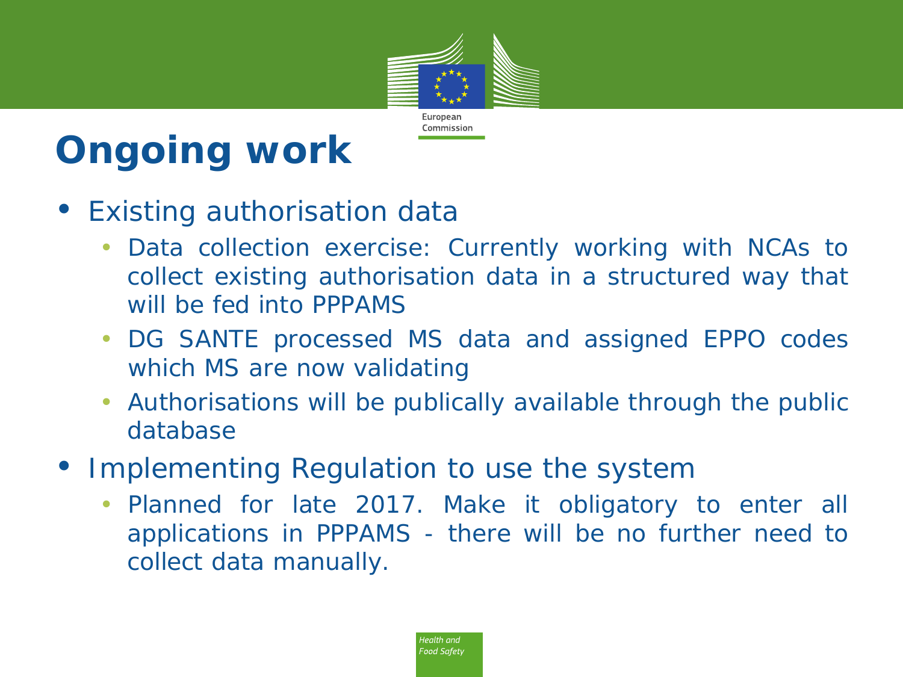# Ongoing work

- Existing authorisation data
  - Data collection exercise: Currently working with NCAs to collect existing authorisation data in a structured way that will be fed into PPPAMS
  - DG SANTE processed MS data and assigned EPPO codes which MS are now validating
  - Authorisations will be publically available through the public database
- Implementing Regulation to use the system
  - Planned for late 2017. Make it obligatory to enter all applications in PPPAMS - there will be no further need to collect data manually.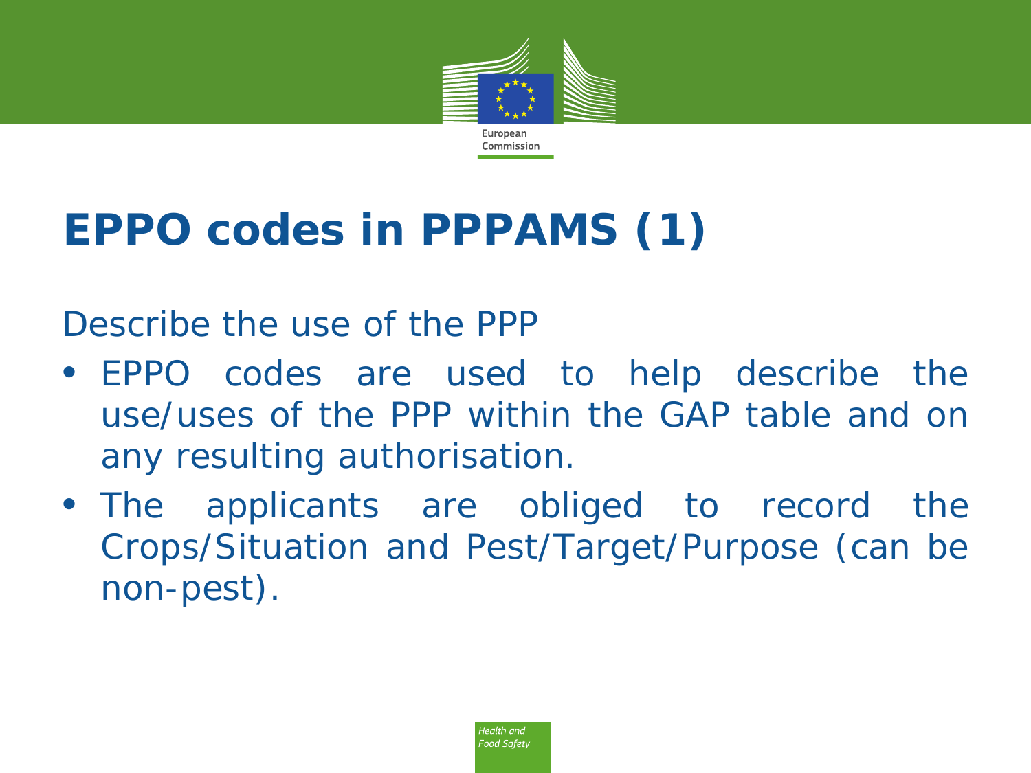# EPPO codes in PPPAMS (1)

Describe the use of the PPP

- EPPO codes are used to help describe the use/uses of the PPP within the GAP table and on any resulting authorisation.
- The applicants are obliged to record the Crops/Situation and Pest/Target/Purpose (can be non-pest).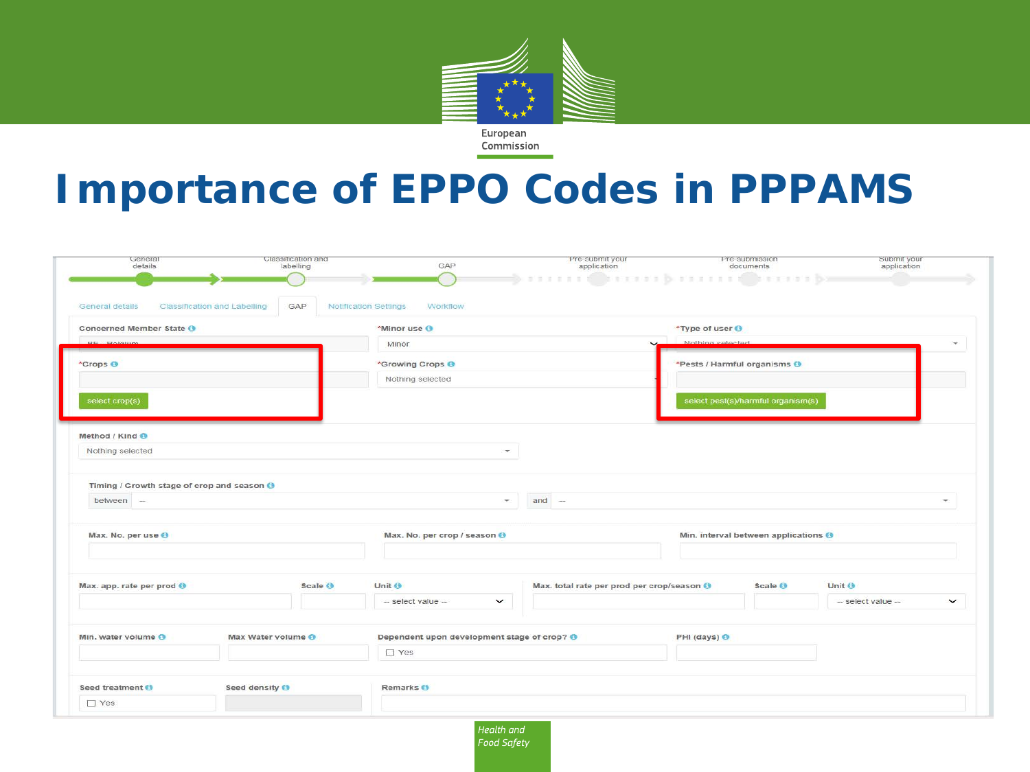# Importance of EPPO Codes in PPPAMS

General details | Classification and labelling | GAP | Pre-submit your application | Pre-submission documents | Submit your application

General details | Classification and Labelling | GAP | Notification Settings | Workflow

Concerned Member State: BE - Belgium

*Minor use: Minor

*Type of user: Nothing selected

*Crops

select crop(s)

*Growing Crops: Nothing selected

*Pests / Harmful organisms

select pest(s)/harmful organism(s)

Method / Kind: Nothing selected

Timing / Growth stage of crop and season: between -- and --

Max. No. per use

Max. No. per crop / season

Min. interval between applications

Max. app. rate per prod | Scale | Unit: -- select value --

Max. total rate per prod per crop/season | Scale | Unit: -- select value --

Min. water volume

Max Water volume

Dependent upon development stage of crop? Yes

PHI (days)

Seed treatment: Yes

Seed density

Remarks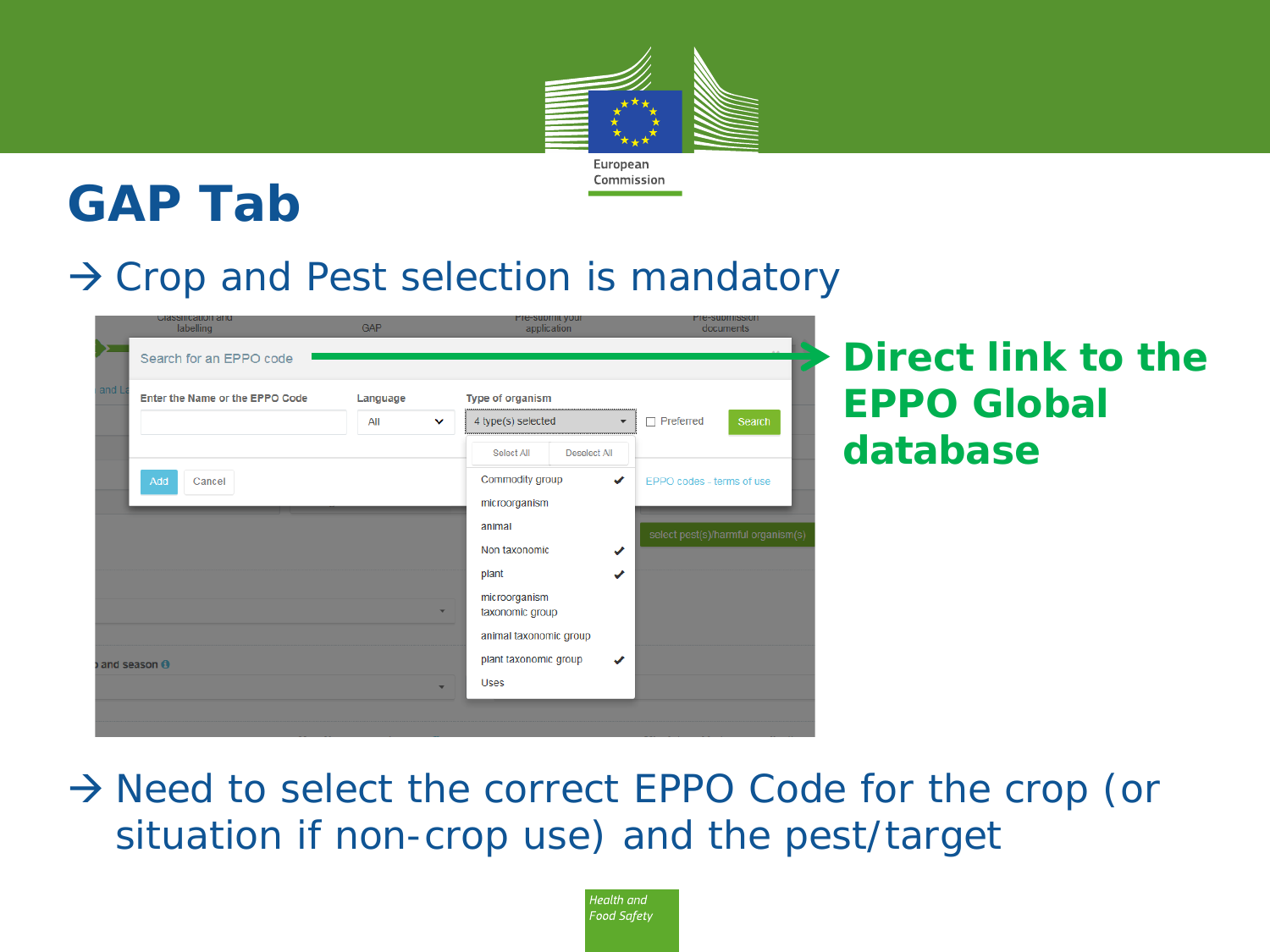# GAP Tab

→ Crop and Pest selection is mandatory

**Direct link to the EPPO Global database**

→ Need to select the correct EPPO Code for the crop (or situation if non-crop use) and the pest/target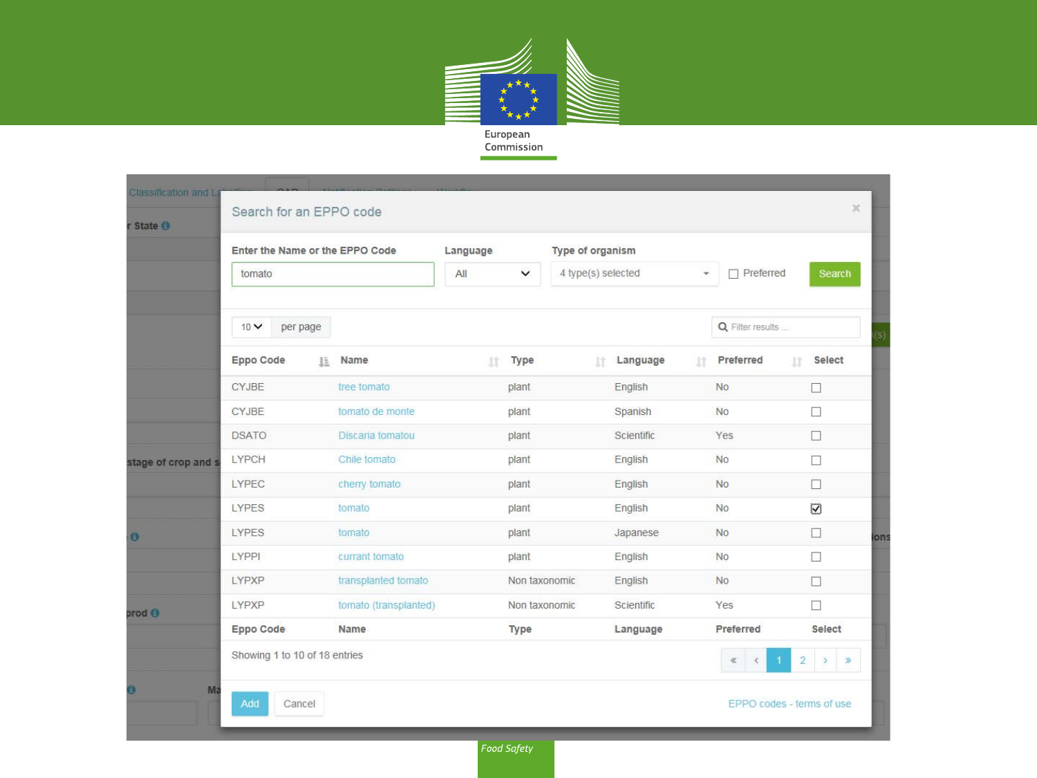## Search for an EPPO code

**Enter the Name or the EPPO Code:** tomato

**Language:** All

**Type of organism:** 4 type(s) selected

☐ Preferred

Search

10 per page

| Eppo Code | Name | Type | Language | Preferred | Select |
|---|---|---|---|---|---|
| CYJBE | tree tomato | plant | English | No | ☐ |
| CYJBE | tomato de monte | plant | Spanish | No | ☐ |
| DSATO | Discaria tomatou | plant | Scientific | Yes | ☐ |
| LYPCH | Chile tomato | plant | English | No | ☐ |
| LYPEC | cherry tomato | plant | English | No | ☐ |
| LYPES | tomato | plant | English | No | ☑ |
| LYPES | tomato | plant | Japanese | No | ☐ |
| LYPPI | currant tomato | plant | English | No | ☐ |
| LYPXP | transplanted tomato | Non taxonomic | English | No | ☐ |
| LYPXP | tomato (transplanted) | Non taxonomic | Scientific | Yes | ☐ |

Showing 1 to 10 of 18 entries

Add | Cancel

EPPO codes - terms of use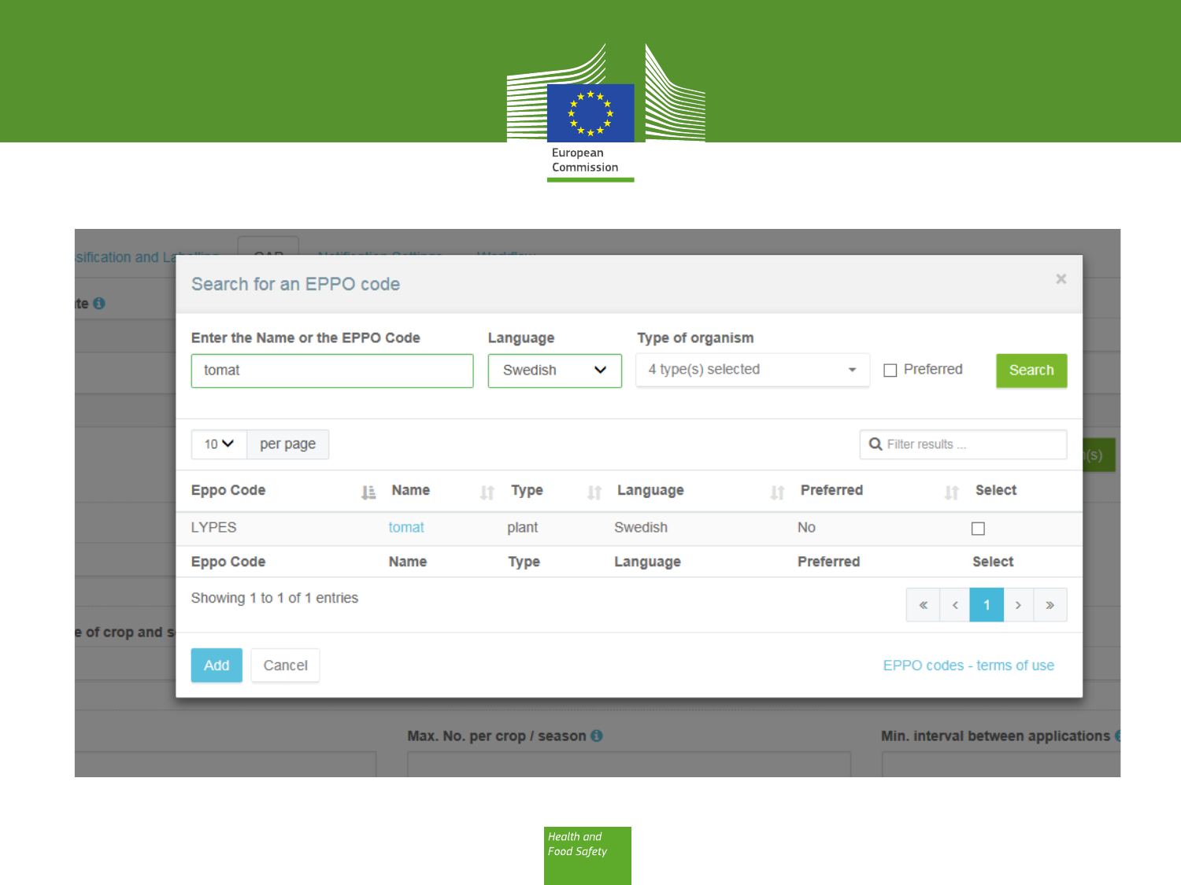## Search for an EPPO code

**Enter the Name or the EPPO Code**: tomat

**Language**: Swedish

**Type of organism**: 4 type(s) selected

☐ Preferred

Search

10 per page

Filter results ...

| Eppo Code | Name | Type | Language | Preferred | Select |
|---|---|---|---|---|---|
| LYPES | tomat | plant | Swedish | No | ☐ |
| **Eppo Code** | **Name** | **Type** | **Language** | **Preferred** | **Select** |

Showing 1 to 1 of 1 entries

« ‹ 1 › »

Add Cancel

EPPO codes - terms of use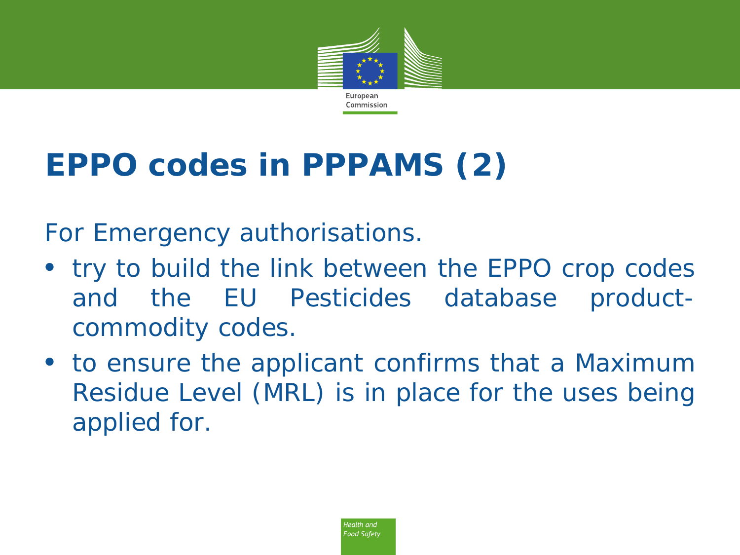# EPPO codes in PPPAMS (2)

For Emergency authorisations.

- try to build the link between the EPPO crop codes and the EU Pesticides database product-commodity codes.
- to ensure the applicant confirms that a Maximum Residue Level (MRL) is in place for the uses being applied for.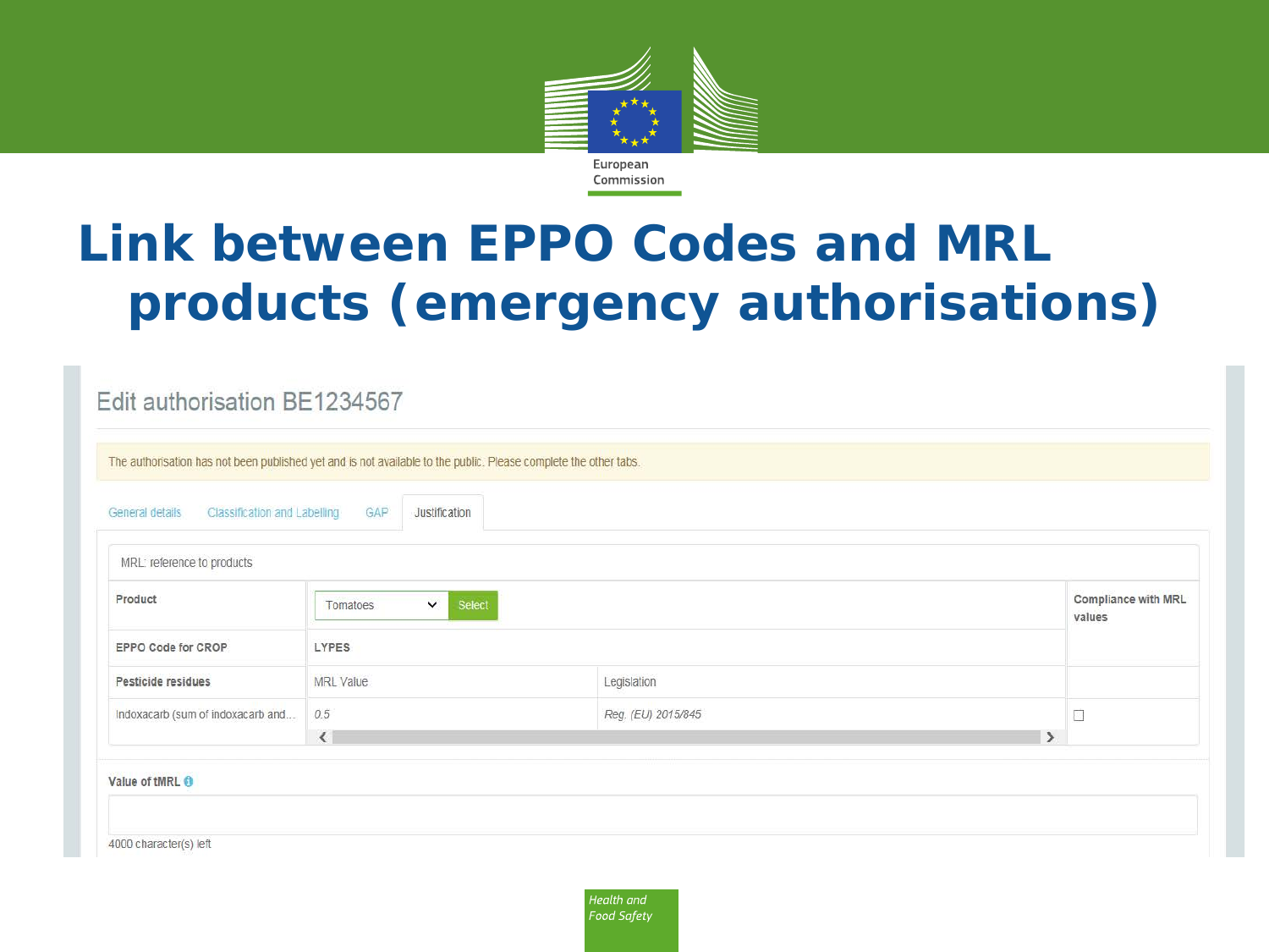# Link between EPPO Codes and MRL products (emergency authorisations)

## Edit authorisation BE1234567

The authorisation has not been published yet and is not available to the public. Please complete the other tabs.

General details | Classification and Labelling | GAP | Justification

MRL: reference to products

| Product | Tomatoes Select | | Compliance with MRL values |
|---|---|---|---|
| EPPO Code for CROP | LYPES | | |
| Pesticide residues | MRL Value | Legislation | |
| Indoxacarb (sum of indoxacarb and... | *0.5* | *Reg. (EU) 2015/845* | ☐ |

**Value of tMRL**

4000 character(s) left

Health and Food Safety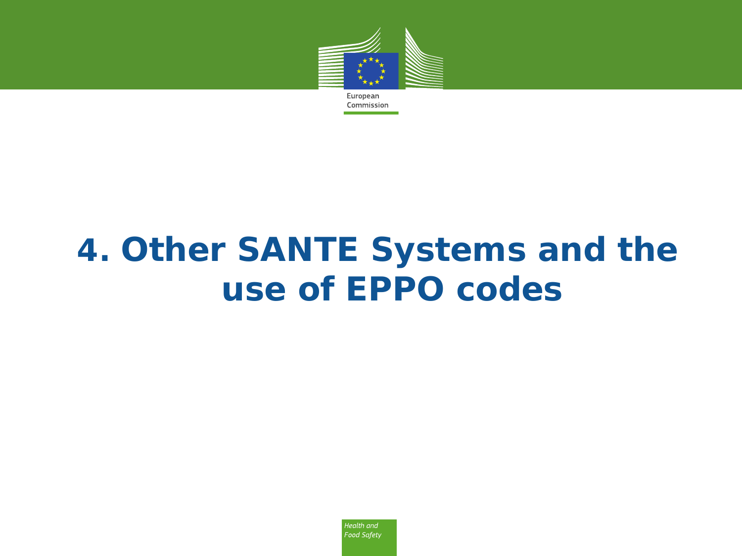# 4. Other SANTE Systems and the use of EPPO codes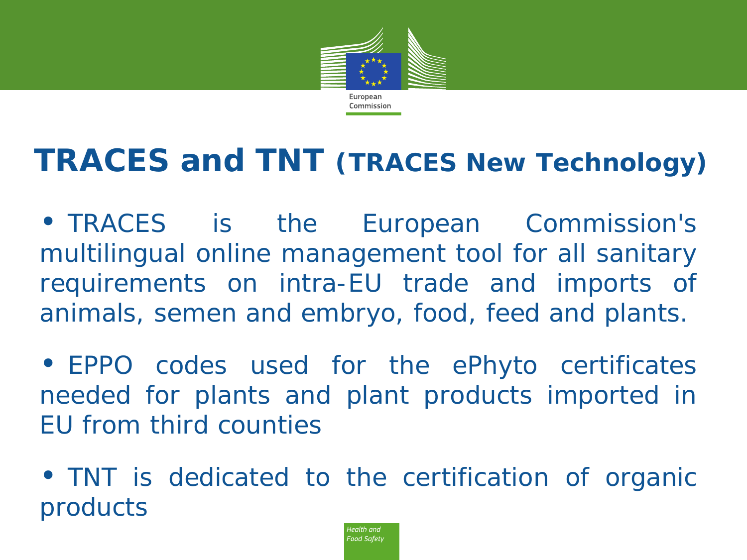# TRACES and TNT (TRACES New Technology)

- TRACES is the European Commission's multilingual online management tool for all sanitary requirements on intra-EU trade and imports of animals, semen and embryo, food, feed and plants.
- EPPO codes used for the ePhyto certificates needed for plants and plant products imported in EU from third counties
- TNT is dedicated to the certification of organic products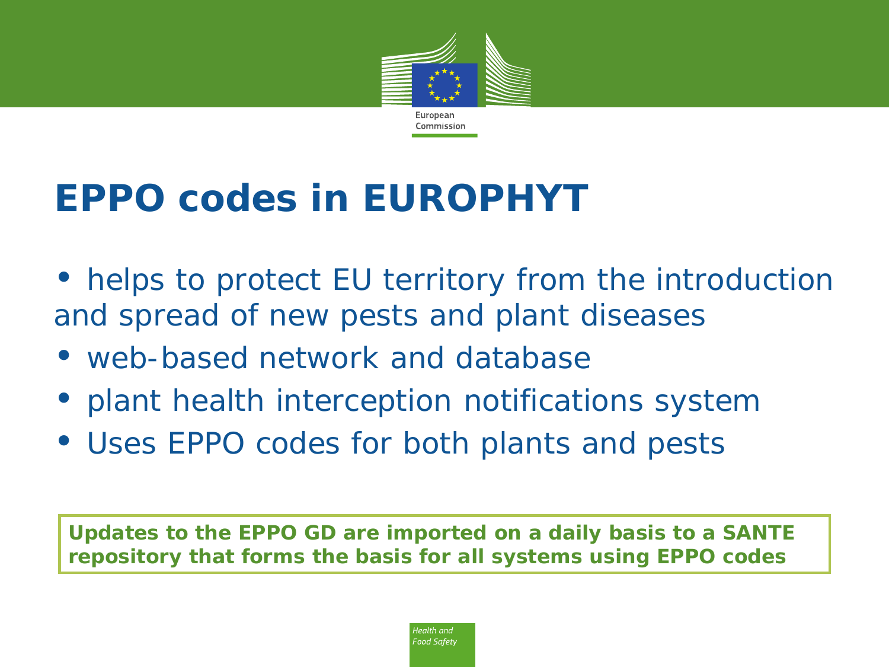# EPPO codes in EUROPHYT

- helps to protect EU territory from the introduction and spread of new pests and plant diseases
- web-based network and database
- plant health interception notifications system
- Uses EPPO codes for both plants and pests

**Updates to the EPPO GD are imported on a daily basis to a SANTE repository that forms the basis for all systems using EPPO codes**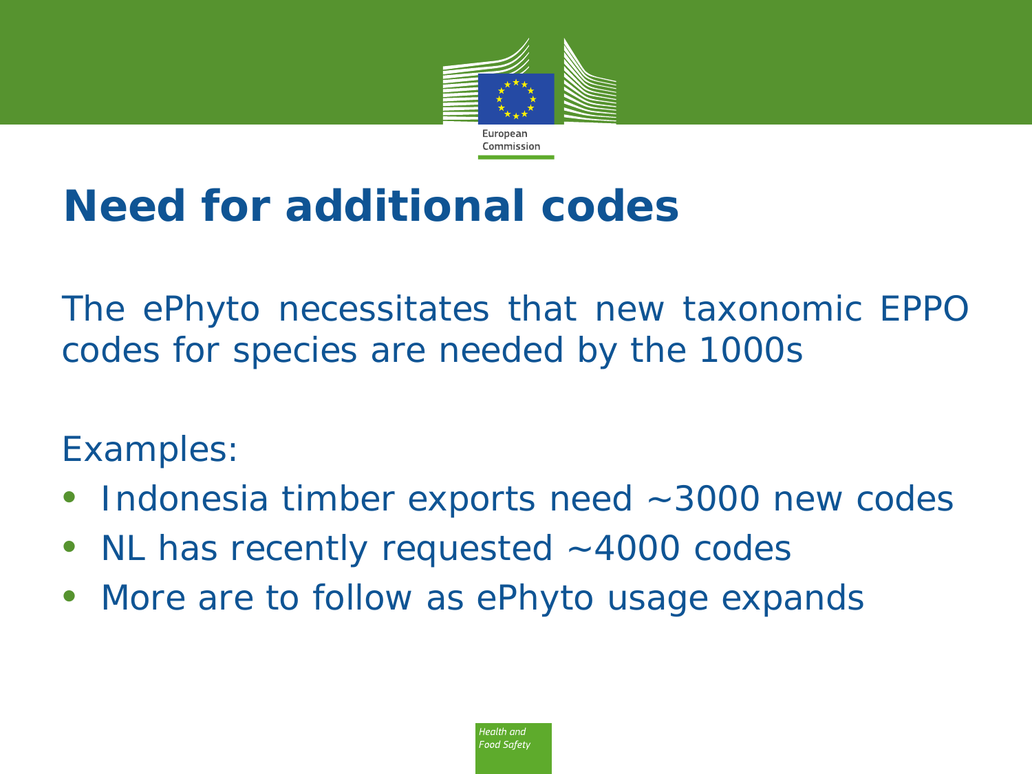# Need for additional codes

The ePhyto necessitates that new taxonomic EPPO codes for species are needed by the 1000s

Examples:

- Indonesia timber exports need ~3000 new codes
- NL has recently requested ~4000 codes
- More are to follow as ePhyto usage expands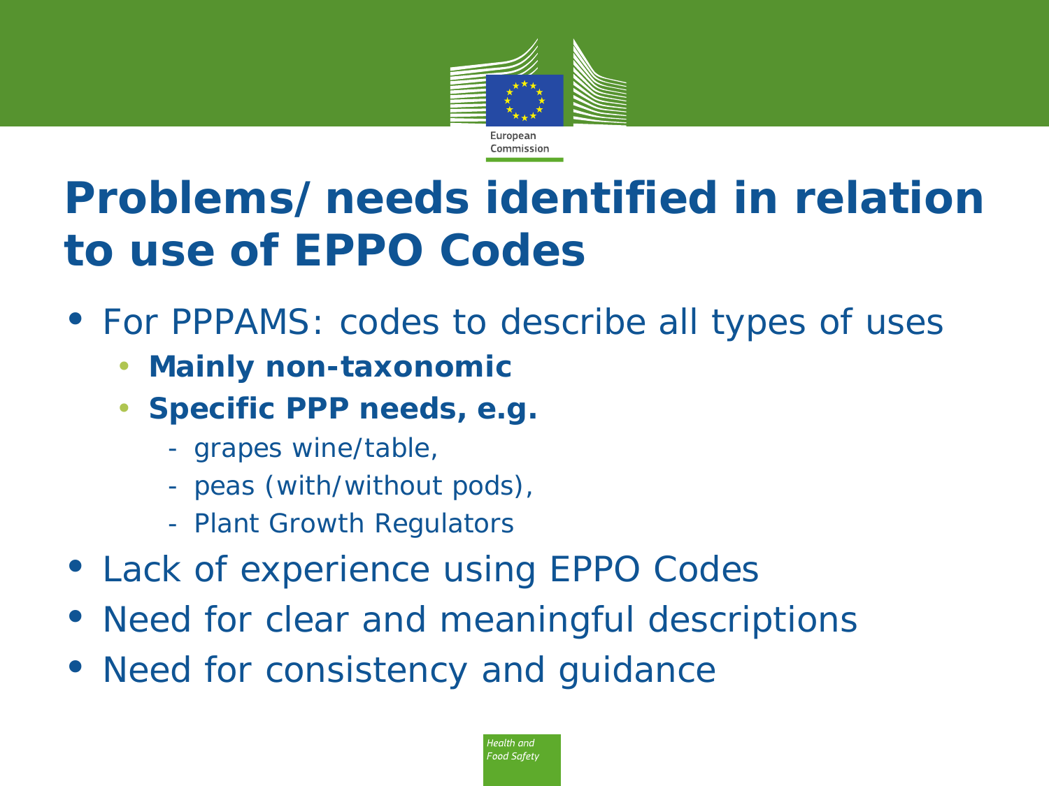# Problems/ needs identified in relation to use of EPPO Codes

- For PPPAMS: codes to describe all types of uses
  - **Mainly non-taxonomic**
  - **Specific PPP needs, e.g.**
    - grapes wine/table,
    - peas (with/without pods),
    - Plant Growth Regulators
- Lack of experience using EPPO Codes
- Need for clear and meaningful descriptions
- Need for consistency and guidance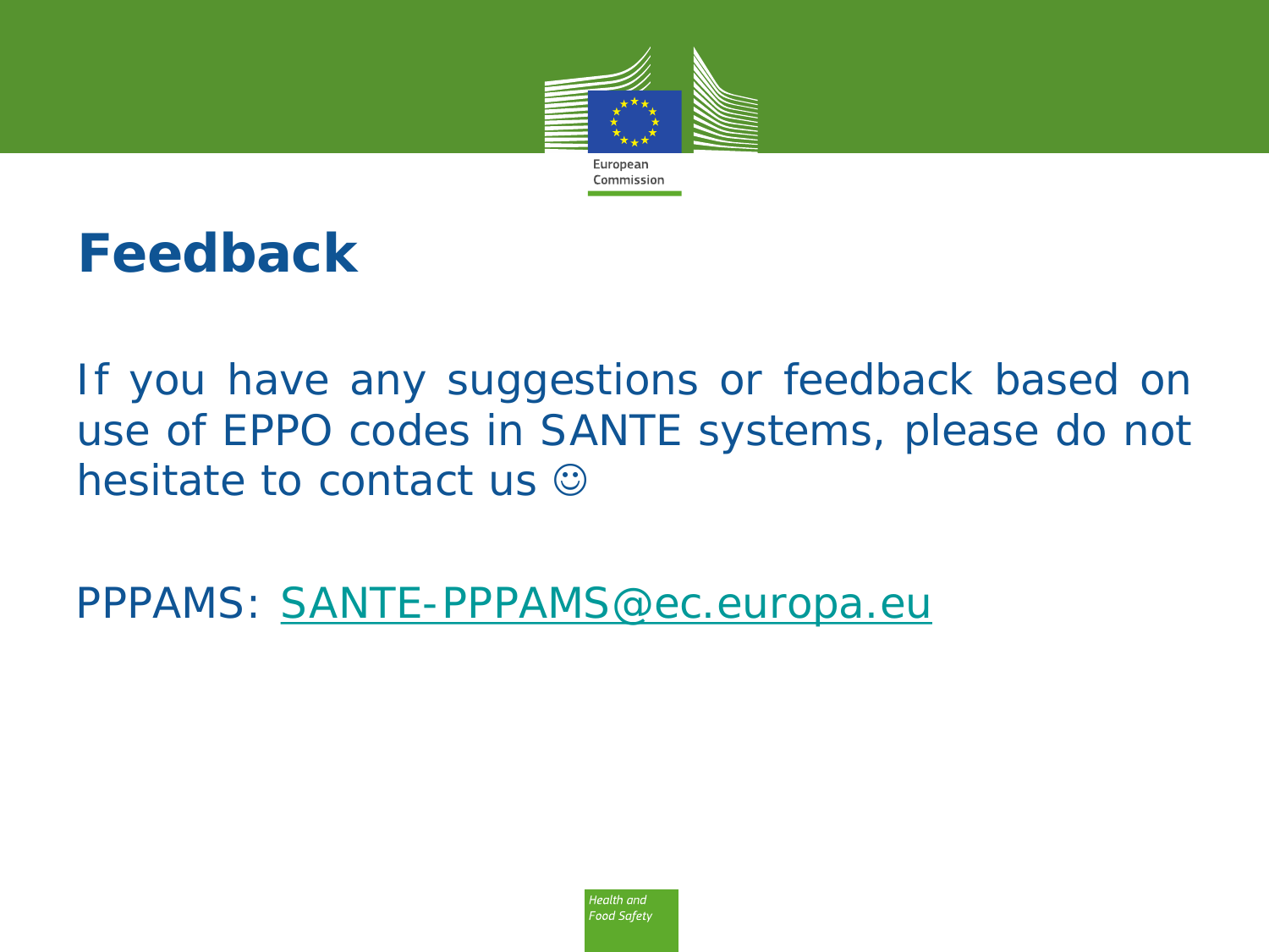# Feedback

If you have any suggestions or feedback based on use of EPPO codes in SANTE systems, please do not hesitate to contact us ☺

PPPAMS: SANTE-PPPAMS@ec.europa.eu